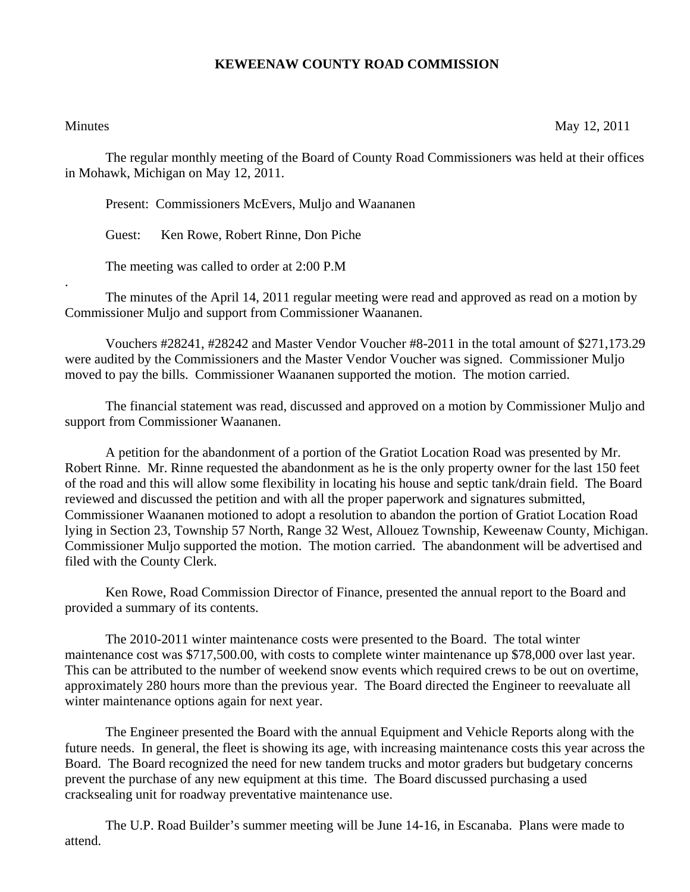# KEWEENAW COUNTY ROAD COMMISSION

Minutes May 12, 2011

The regular monthly meeting of the Board of County Road Commissioners was held at their offices in Mohawk, Michigan on May 12, 2011.

Present: Commissioners McEvers, Muljo and Waananen

Guest: Ken Rowe, Robert Rinne, Don Piche

The meeting was called to order at 2:00 P.M

.

The minutes of the April 14, 2011 regular meeting were read and approved as read on a motion by Commissioner Muljo and support from Commissioner Waananen.

Vouchers #28241, #28242 and Master Vendor Voucher #8-2011 in the total amount of $271,173.29 were audited by the Commissioners and the Master Vendor Voucher was signed. Commissioner Muljo moved to pay the bills. Commissioner Waananen supported the motion. The motion carried.

The financial statement was read, discussed and approved on a motion by Commissioner Muljo and support from Commissioner Waananen.

A petition for the abandonment of a portion of the Gratiot Location Road was presented by Mr. Robert Rinne. Mr. Rinne requested the abandonment as he is the only property owner for the last 150 feet of the road and this will allow some flexibility in locating his house and septic tank/drain field. The Board reviewed and discussed the petition and with all the proper paperwork and signatures submitted, Commissioner Waananen motioned to adopt a resolution to abandon the portion of Gratiot Location Road lying in Section 23, Township 57 North, Range 32 West, Allouez Township, Keweenaw County, Michigan. Commissioner Muljo supported the motion. The motion carried. The abandonment will be advertised and filed with the County Clerk.

Ken Rowe, Road Commission Director of Finance, presented the annual report to the Board and provided a summary of its contents.

The 2010-2011 winter maintenance costs were presented to the Board. The total winter maintenance cost was $717,500.00, with costs to complete winter maintenance up $78,000 over last year. This can be attributed to the number of weekend snow events which required crews to be out on overtime, approximately 280 hours more than the previous year. The Board directed the Engineer to reevaluate all winter maintenance options again for next year.

The Engineer presented the Board with the annual Equipment and Vehicle Reports along with the future needs. In general, the fleet is showing its age, with increasing maintenance costs this year across the Board. The Board recognized the need for new tandem trucks and motor graders but budgetary concerns prevent the purchase of any new equipment at this time. The Board discussed purchasing a used cracksealing unit for roadway preventative maintenance use.

The U.P. Road Builder's summer meeting will be June 14-16, in Escanaba. Plans were made to attend.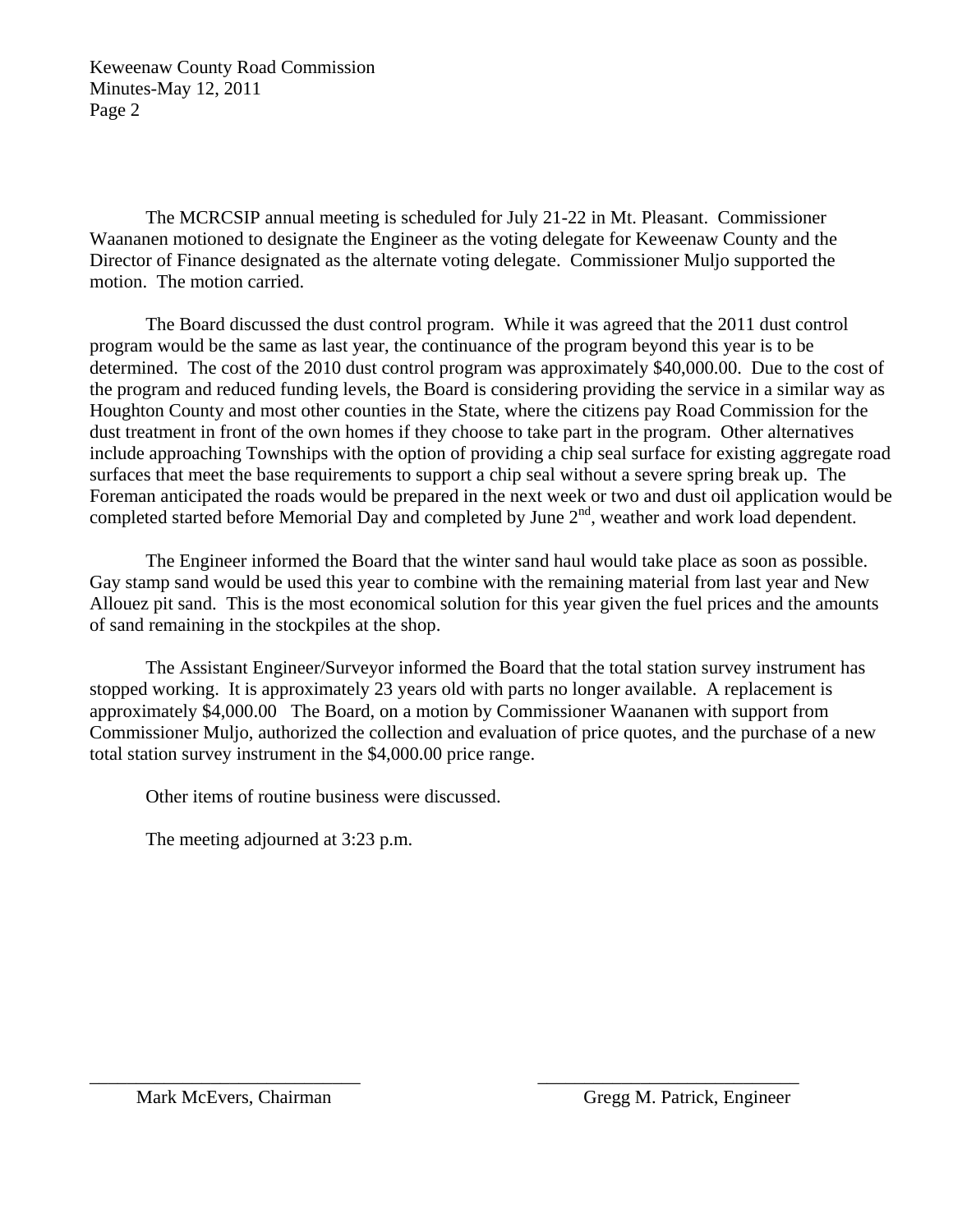The MCRCSIP annual meeting is scheduled for July 21-22 in Mt. Pleasant. Commissioner Waananen motioned to designate the Engineer as the voting delegate for Keweenaw County and the Director of Finance designated as the alternate voting delegate. Commissioner Muljo supported the motion. The motion carried.

The Board discussed the dust control program. While it was agreed that the 2011 dust control program would be the same as last year, the continuance of the program beyond this year is to be determined. The cost of the 2010 dust control program was approximately $40,000.00. Due to the cost of the program and reduced funding levels, the Board is considering providing the service in a similar way as Houghton County and most other counties in the State, where the citizens pay Road Commission for the dust treatment in front of the own homes if they choose to take part in the program. Other alternatives include approaching Townships with the option of providing a chip seal surface for existing aggregate road surfaces that meet the base requirements to support a chip seal without a severe spring break up. The Foreman anticipated the roads would be prepared in the next week or two and dust oil application would be completed started before Memorial Day and completed by June 2nd, weather and work load dependent.

The Engineer informed the Board that the winter sand haul would take place as soon as possible. Gay stamp sand would be used this year to combine with the remaining material from last year and New Allouez pit sand. This is the most economical solution for this year given the fuel prices and the amounts of sand remaining in the stockpiles at the shop.

The Assistant Engineer/Surveyor informed the Board that the total station survey instrument has stopped working. It is approximately 23 years old with parts no longer available. A replacement is approximately $4,000.00 The Board, on a motion by Commissioner Waananen with support from Commissioner Muljo, authorized the collection and evaluation of price quotes, and the purchase of a new total station survey instrument in the $4,000.00 price range.

Other items of routine business were discussed.

The meeting adjourned at 3:23 p.m.

\_\_\_\_\_\_\_\_\_\_\_\_\_\_\_\_\_\_\_\_\_\_\_\_\_\_\_\_\_\_
Mark McEvers, Chairman

\_\_\_\_\_\_\_\_\_\_\_\_\_\_\_\_\_\_\_\_\_\_\_\_\_\_\_\_\_\_
Gregg M. Patrick, Engineer